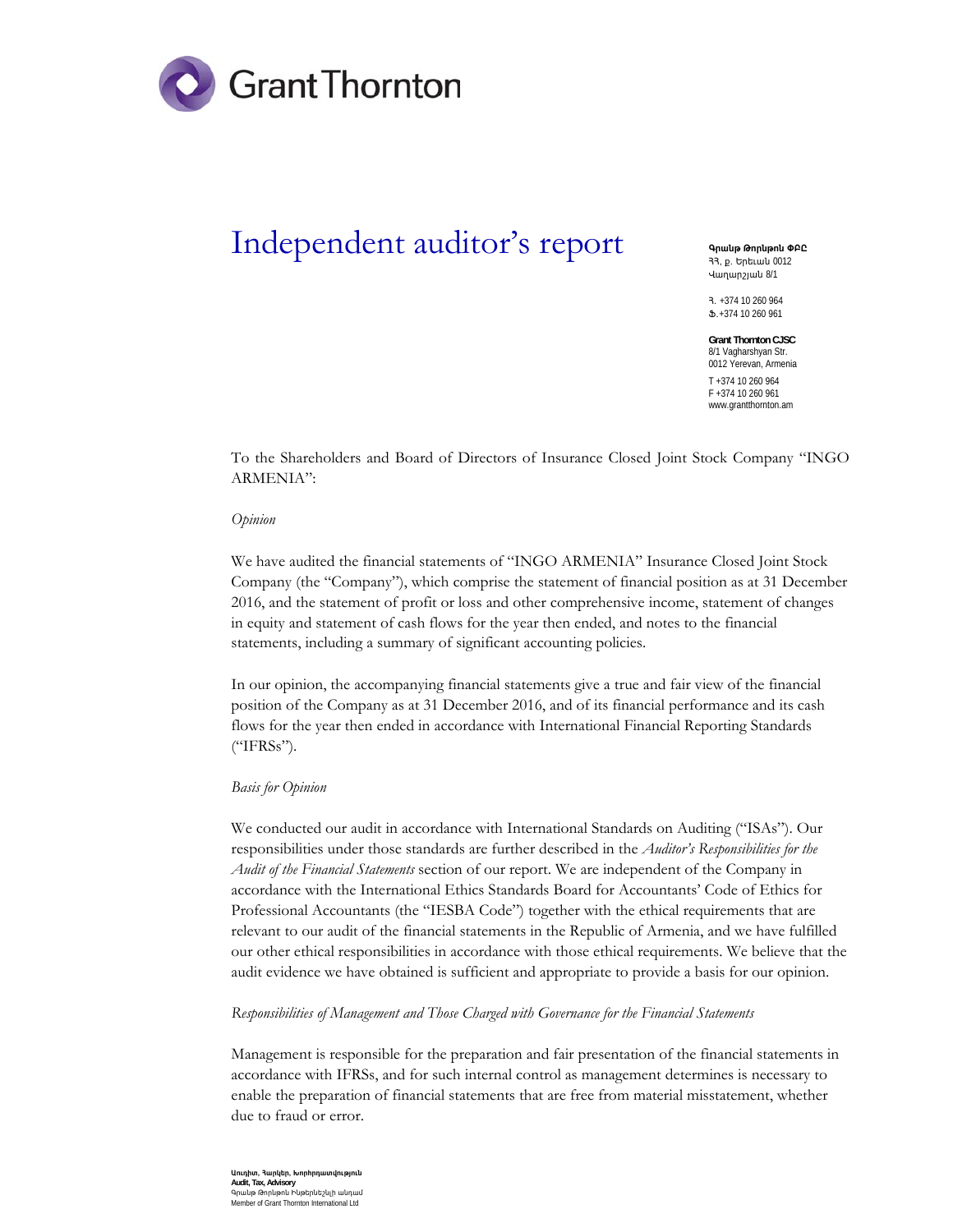# Independent auditor's report

**Գրանթ Թորնթոն ՓԲԸ**
ՀՀ, ք. Երեւան 0012
Վաղարշյան 8/1

Հ. +374 10 260 964
Ֆ.+374 10 260 961

**Grant Thornton CJSC**
8/1 Vagharshyan Str.
0012 Yerevan, Armenia

T +374 10 260 964
F +374 10 260 961
www.grantthornton.am

To the Shareholders and Board of Directors of Insurance Closed Joint Stock Company "INGO ARMENIA":

*Opinion*

We have audited the financial statements of "INGO ARMENIA" Insurance Closed Joint Stock Company (the "Company"), which comprise the statement of financial position as at 31 December 2016, and the statement of profit or loss and other comprehensive income, statement of changes in equity and statement of cash flows for the year then ended, and notes to the financial statements, including a summary of significant accounting policies.

In our opinion, the accompanying financial statements give a true and fair view of the financial position of the Company as at 31 December 2016, and of its financial performance and its cash flows for the year then ended in accordance with International Financial Reporting Standards ("IFRSs").

*Basis for Opinion*

We conducted our audit in accordance with International Standards on Auditing ("ISAs"). Our responsibilities under those standards are further described in the *Auditor's Responsibilities for the Audit of the Financial Statements* section of our report. We are independent of the Company in accordance with the International Ethics Standards Board for Accountants' Code of Ethics for Professional Accountants (the "IESBA Code") together with the ethical requirements that are relevant to our audit of the financial statements in the Republic of Armenia, and we have fulfilled our other ethical responsibilities in accordance with those ethical requirements. We believe that the audit evidence we have obtained is sufficient and appropriate to provide a basis for our opinion.

*Responsibilities of Management and Those Charged with Governance for the Financial Statements*

Management is responsible for the preparation and fair presentation of the financial statements in accordance with IFRSs, and for such internal control as management determines is necessary to enable the preparation of financial statements that are free from material misstatement, whether due to fraud or error.

Աուդիտ, Հարկեր, Խորհրդատվություն
**Audit, Tax, Advisory**
Գրանթ Թորնթոն Ինթերնեշնլի անդամ
Member of Grant Thornton International Ltd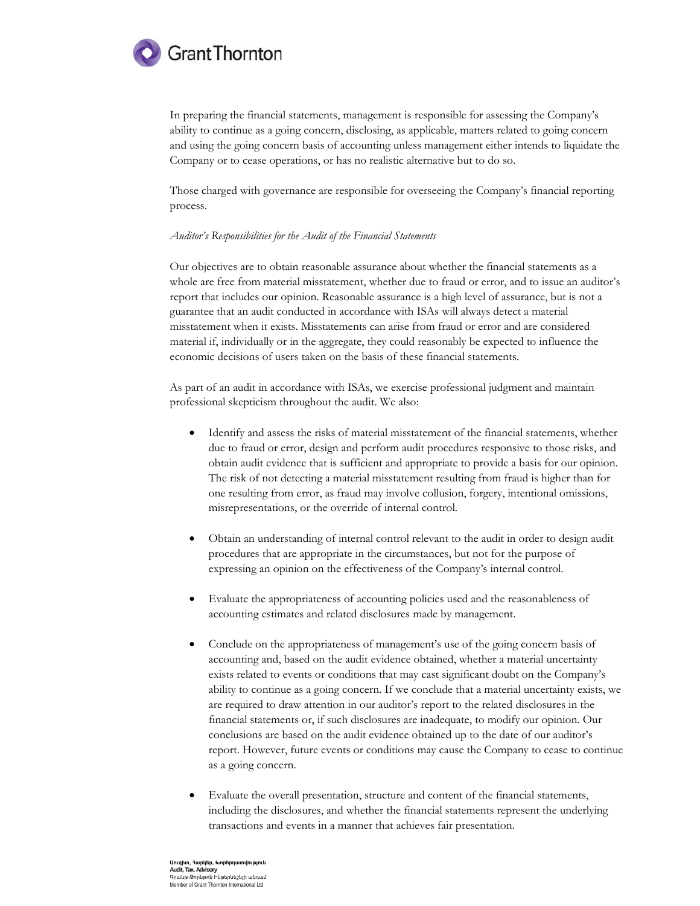In preparing the financial statements, management is responsible for assessing the Company's ability to continue as a going concern, disclosing, as applicable, matters related to going concern and using the going concern basis of accounting unless management either intends to liquidate the Company or to cease operations, or has no realistic alternative but to do so.

Those charged with governance are responsible for overseeing the Company's financial reporting process.

*Auditor's Responsibilities for the Audit of the Financial Statements*

Our objectives are to obtain reasonable assurance about whether the financial statements as a whole are free from material misstatement, whether due to fraud or error, and to issue an auditor's report that includes our opinion. Reasonable assurance is a high level of assurance, but is not a guarantee that an audit conducted in accordance with ISAs will always detect a material misstatement when it exists. Misstatements can arise from fraud or error and are considered material if, individually or in the aggregate, they could reasonably be expected to influence the economic decisions of users taken on the basis of these financial statements.

As part of an audit in accordance with ISAs, we exercise professional judgment and maintain professional skepticism throughout the audit. We also:

- Identify and assess the risks of material misstatement of the financial statements, whether due to fraud or error, design and perform audit procedures responsive to those risks, and obtain audit evidence that is sufficient and appropriate to provide a basis for our opinion. The risk of not detecting a material misstatement resulting from fraud is higher than for one resulting from error, as fraud may involve collusion, forgery, intentional omissions, misrepresentations, or the override of internal control.

- Obtain an understanding of internal control relevant to the audit in order to design audit procedures that are appropriate in the circumstances, but not for the purpose of expressing an opinion on the effectiveness of the Company's internal control.

- Evaluate the appropriateness of accounting policies used and the reasonableness of accounting estimates and related disclosures made by management.

- Conclude on the appropriateness of management's use of the going concern basis of accounting and, based on the audit evidence obtained, whether a material uncertainty exists related to events or conditions that may cast significant doubt on the Company's ability to continue as a going concern. If we conclude that a material uncertainty exists, we are required to draw attention in our auditor's report to the related disclosures in the financial statements or, if such disclosures are inadequate, to modify our opinion. Our conclusions are based on the audit evidence obtained up to the date of our auditor's report. However, future events or conditions may cause the Company to cease to continue as a going concern.

- Evaluate the overall presentation, structure and content of the financial statements, including the disclosures, and whether the financial statements represent the underlying transactions and events in a manner that achieves fair presentation.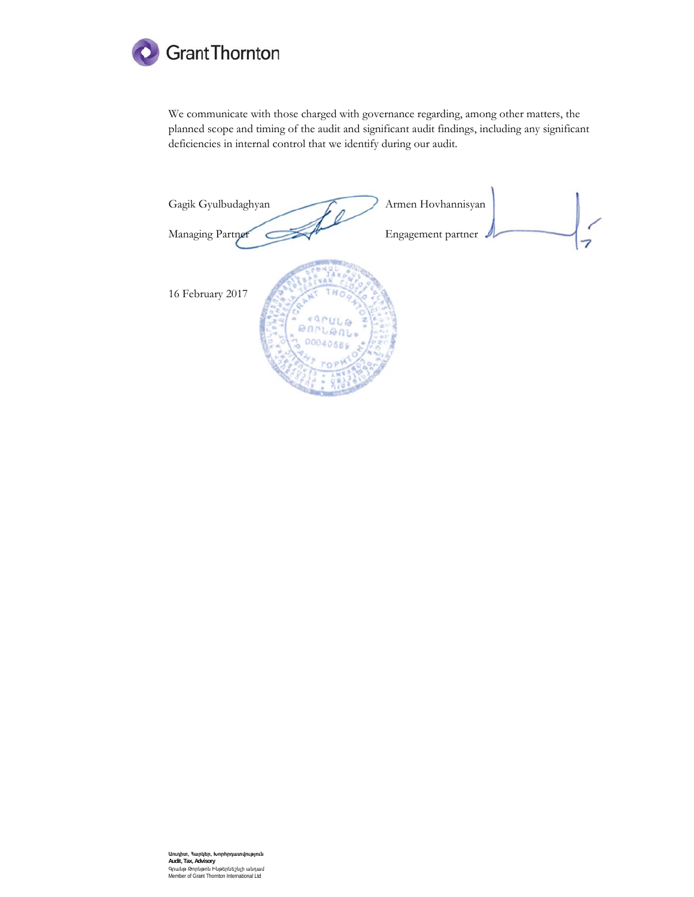We communicate with those charged with governance regarding, among other matters, the planned scope and timing of the audit and significant audit findings, including any significant deficiencies in internal control that we identify during our audit.

| | |
|---|---|
| Gagik Gyulbudaghyan | Armen Hovhannisyan |
| Managing Partner | Engagement partner |

16 February 2017

Աուդիտ, Հարկեր, Խորհրդատվություն
**Audit, Tax, Advisory**
Գրանթ Թորնթոն Ինթերնեշնլի անդամ
Member of Grant Thornton International Ltd